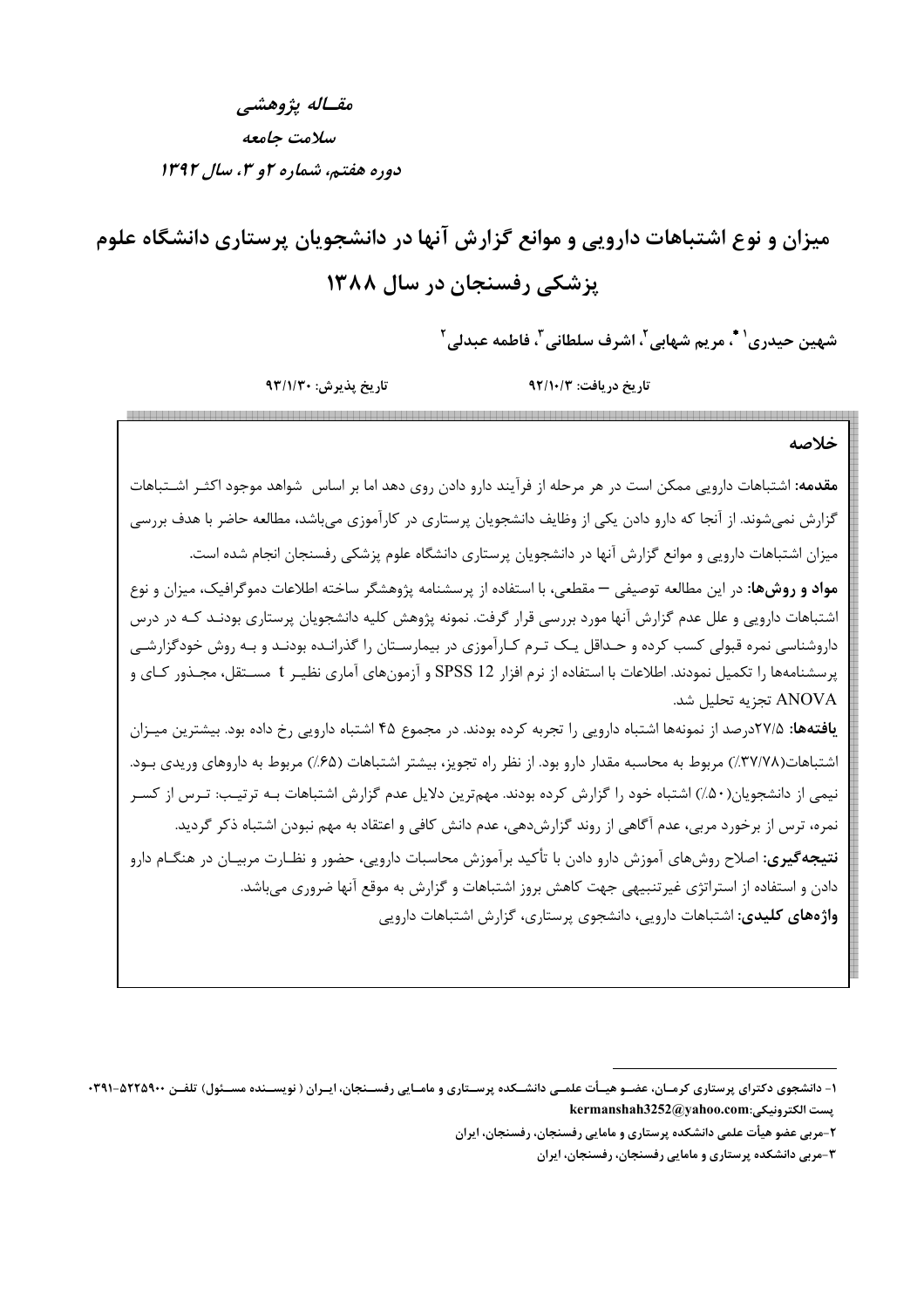*مقاله پژوهشی*

*سلامت جامعه*

*دوره هفتم، شماره ۲و ۳، سال ۱۳۹۲*

# میزان و نوع اشتباهات دارویی و موانع گزارش آنها در دانشجویان پرستاری دانشگاه علوم پزشکی رفسنجان در سال ۱۳۸۸

**شهین حیدری[۱]\*، مریم شهابی[۲]، اشرف سلطانی[۳]، فاطمه عبدلی[۲]**

**تاریخ دریافت: ۹۲/۱۰/۳** &nbsp;&nbsp;&nbsp;&nbsp; **تاریخ پذیرش: ۹۳/۱/۳۰**

## خلاصه

**مقدمه:** اشتباهات دارویی ممکن است در هر مرحله از فرآیند دارو دادن روی دهد اما بر اساس شواهد موجود اکثر اشتباهات گزارش نمی‌شوند. از آنجا که دارو دادن یکی از وظایف دانشجویان پرستاری در کارآموزی می‌باشد، مطالعه حاضر با هدف بررسی میزان اشتباهات دارویی و موانع گزارش آنها در دانشجویان پرستاری دانشگاه علوم پزشکی رفسنجان انجام شده است.

**مواد و روش‌ها:** در این مطالعه توصیفی – مقطعی، با استفاده از پرسشنامه پژوهشگر ساخته اطلاعات دموگرافیک، میزان و نوع اشتباهات دارویی و علل عدم گزارش آنها مورد بررسی قرار گرفت. نمونه پژوهش کلیه دانشجویان پرستاری بودند که در درس داروشناسی نمره قبولی کسب کرده و حداقل یک ترم کارآموزی در بیمارستان را گذرانده بودند و به روش خودگزارشی پرسشنامه‌ها را تکمیل نمودند. اطلاعات با استفاده از نرم افزار SPSS 12 و آزمون‌های آماری نظیر t مستقل، مجذور کای و ANOVA تجزیه تحلیل شد.

**یافته‌ها:** ۲۷/۵درصد از نمونه‌ها اشتباه دارویی را تجربه کرده بودند. در مجموع ۴۵ اشتباه دارویی رخ داده بود. بیشترین میزان اشتباهات(۳۷/۷۸٪) مربوط به محاسبه مقدار دارو بود. از نظر راه تجویز، بیشتر اشتباهات (۶۵٪) مربوط به داروهای وریدی بود. نیمی از دانشجویان(۵۰٪) اشتباه خود را گزارش کرده بودند. مهم‌ترین دلایل عدم گزارش اشتباهات به ترتیب: ترس از کسر نمره، ترس از برخورد مربی، عدم آگاهی از روند گزارش‌دهی، عدم دانش کافی و اعتقاد به مهم نبودن اشتباه ذکر گردید.

**نتیجه‌گیری:** اصلاح روش‌های آموزش دارو دادن با تأکید برآموزش محاسبات دارویی، حضور و نظارت مربیان در هنگام دارو دادن و استفاده از استراتژی غیرتنبیهی جهت کاهش بروز اشتباهات و گزارش به موقع آنها ضروری می‌باشد.

**واژه‌های کلیدی:** اشتباهات دارویی، دانشجوی پرستاری، گزارش اشتباهات دارویی

---

۱- دانشجوی دکترای پرستاری کرمان، عضو هیأت علمی دانشکده پرستاری و مامایی رفسنجان، ایران ( نویسنده مسئول) تلفن ۵۲۲۵۹۰۰-۰۳۹۱
پست الکترونیکی:kermanshah3252@yahoo.com

۲-مربی عضو هیأت علمی دانشکده پرستاری و مامایی رفسنجان، رفسنجان، ایران

۳-مربی دانشکده پرستاری و مامایی رفسنجان، رفسنجان، ایران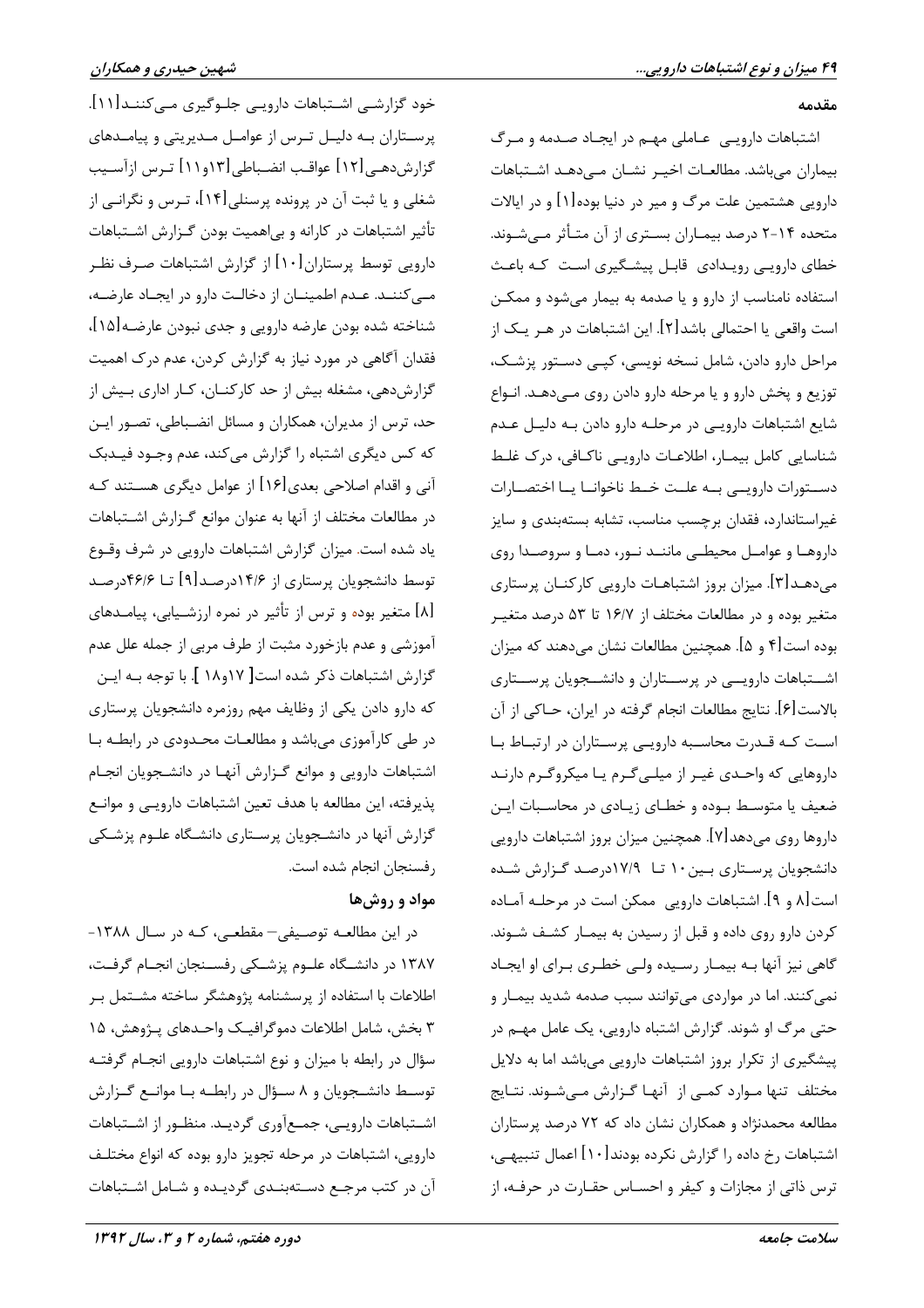## مقدمه

اشتباهات دارویی عاملی مهم در ایجاد صدمه و مرگ بیماران می‌باشد. مطالعات اخیر نشان می‌دهد اشتباهات دارویی هشتمین علت مرگ و میر در دنیا بوده[۱] و در ایالات متحده ۱۴-۲ درصد بیماران بستری از آن متأثر می‌شوند. خطای دارویی رویدادی قابل پیشگیری است که باعث استفاده نامناسب از دارو و یا صدمه به بیمار می‌شود و ممکن است واقعی یا احتمالی باشد[۲]. این اشتباهات در هر یک از مراحل دارو دادن، شامل نسخه نویسی، کپی دستور پزشک، توزیع و پخش دارو و یا مرحله دارو دادن روی می‌دهد. انواع شایع اشتباهات دارویی در مرحله دارو دادن به دلیل عدم شناسایی کامل بیمار، اطلاعات دارویی ناکافی، درک غلط دستورات دارویی به علت خط ناخوانا یا اختصارات غیراستاندارد، فقدان برچسب مناسب، تشابه بسته‌بندی و سایز داروها و عوامل محیطی مانند نور، دما و سروصدا روی می‌دهد[۳]. میزان بروز اشتباهات دارویی کارکنان پرستاری متغیر بوده و در مطالعات مختلف از ۱۶/۷ تا ۵۳ درصد متغیر بوده است[۴ و ۵]. همچنین مطالعات نشان می‌دهند که میزان اشتباهات دارویی در پرستاران و دانشجویان پرستاری بالاست[۶]. نتایج مطالعات انجام گرفته در ایران، حاکی از آن است که قدرت محاسبه دارویی پرستاران در ارتباط با داروهایی که واحدی غیر از میلی‌گرم یا میکروگرم دارند ضعیف یا متوسط بوده و خطای زیادی در محاسبات این داروها روی می‌دهد[۷]. همچنین میزان بروز اشتباهات دارویی دانشجویان پرستاری بین ۱۰ تا ۱۷/۹درصد گزارش شده است[۸ و ۹]. اشتباهات دارویی ممکن است در مرحله آماده کردن دارو روی داده و قبل از رسیدن به بیمار کشف شوند. گاهی نیز آنها به بیمار رسیده ولی خطری برای او ایجاد نمی‌کنند. اما در مواردی می‌توانند سبب صدمه شدید بیمار و حتی مرگ او شوند. گزارش اشتباه دارویی، یک عامل مهم در پیشگیری از تکرار بروز اشتباهات دارویی می‌باشد اما به دلایل مختلف تنها موارد کمی از آنها گزارش می‌شوند. نتایج مطالعه محمدنژاد و همکاران نشان داد که ۷۲ درصد پرستاران اشتباهات رخ داده را گزارش نکرده بودند[۱۰] اعمال تنبیهی، ترس ذاتی از مجازات و کیفر و احساس حقارت در حرفه، از خود گزارشی اشتباهات دارویی جلوگیری می‌کنند[۱۱]. پرستاران به دلیل ترس از عوامل مدیریتی و پیامدهای گزارش‌دهی[۱۲] عواقب انضباطی[۱۳و۱۱] ترس ازآسیب شغلی و یا ثبت آن در پرونده پرسنلی[۱۴]، ترس و نگرانی از تأثیر اشتباهات در کارانه و بی‌اهمیت بودن گزارش اشتباهات دارویی توسط پرستاران[۱۰] از گزارش اشتباهات صرف نظر می‌کنند. عدم اطمینان از دخالت دارو در ایجاد عارضه، شناخته شده بودن عارضه دارویی و جدی نبودن عارضه[۱۵]، فقدان آگاهی در مورد نیاز به گزارش کردن، عدم درک اهمیت گزارش‌دهی، مشغله بیش از حد کارکنان، کار اداری بیش از حد، ترس از مدیران، همکاران و مسائل انضباطی، تصور این که کس دیگری اشتباه را گزارش می‌کند، عدم وجود فیدبک آنی و اقدام اصلاحی بعدی[۱۶] از عوامل دیگری هستند که در مطالعات مختلف از آنها به عنوان موانع گزارش اشتباهات یاد شده است. میزان گزارش اشتباهات دارویی در شرف وقوع توسط دانشجویان پرستاری از ۱۴/۶درصد[۹] تا ۴۶/۶درصد [۸] متغیر بوده و ترس از تأثیر در نمره ارزشیابی، پیامدهای آموزشی و عدم بازخورد مثبت از طرف مربی از جمله علل عدم گزارش اشتباهات ذکر شده است[ ۱۷و۱۸ ]. با توجه به این که دارو دادن یکی از وظایف مهم روزمره دانشجویان پرستاری در طی کارآموزی می‌باشد و مطالعات محدودی در رابطه با اشتباهات دارویی و موانع گزارش آنها در دانشجویان انجام پذیرفته، این مطالعه با هدف تعین اشتباهات دارویی و موانع گزارش آنها در دانشجویان پرستاری دانشگاه علوم پزشکی رفسنجان انجام شده است.

## مواد و روش‌ها

در این مطالعه توصیفی– مقطعی، که در سال ۱۳۸۸-۱۳۸۷ در دانشگاه علوم پزشکی رفسنجان انجام گرفت، اطلاعات با استفاده از پرسشنامه پژوهشگر ساخته مشتمل بر ۳ بخش، شامل اطلاعات دموگرافیک واحدهای پژوهش، ۱۵ سؤال در رابطه با میزان و نوع اشتباهات دارویی انجام گرفته توسط دانشجویان و ۸ سؤال در رابطه با موانع گزارش اشتباهات دارویی، جمع‌آوری گردید. منظور از اشتباهات دارویی، اشتباهات در مرحله تجویز دارو بوده که انواع مختلف آن در کتب مرجع دسته‌بندی گردیده و شامل اشتباهات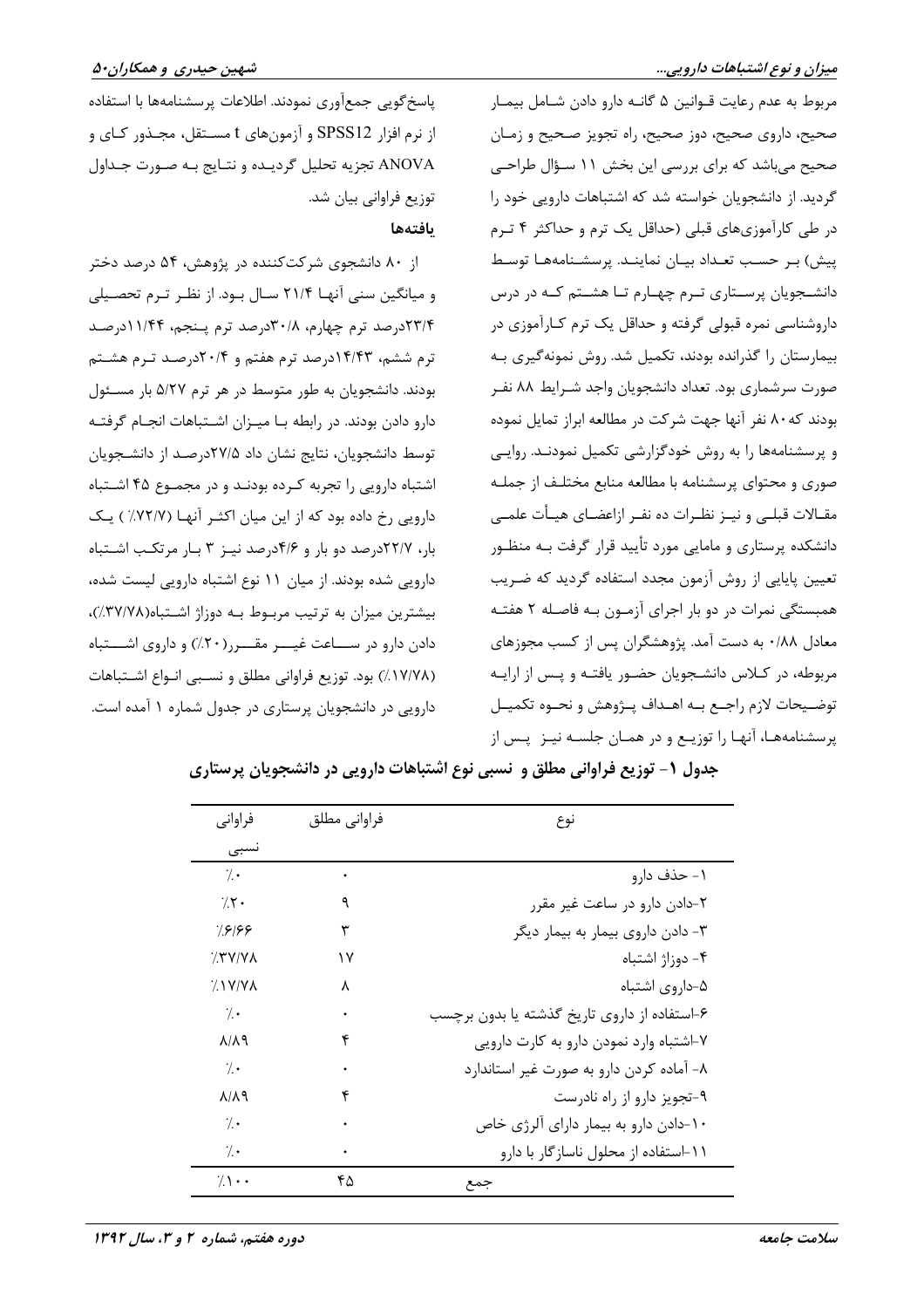مربوط به عدم رعایت قوانین ۵ گانه دارو دادن شامل بیمار صحیح، داروی صحیح، دوز صحیح، راه تجویز صحیح و زمان صحیح می‌باشد که برای بررسی این بخش ۱۱ سؤال طراحی گردید. از دانشجویان خواسته شد که اشتباهات دارویی خود را در طی کارآموزی‌های قبلی (حداقل یک ترم و حداکثر ۴ ترم پیش) بر حسب تعداد بیان نمایند. پرسشنامه‌ها توسط دانشجویان پرستاری ترم چهارم تا هشتم که در درس داروشناسی نمره قبولی گرفته و حداقل یک ترم کارآموزی در بیمارستان را گذرانده بودند، تکمیل شد. روش نمونه‌گیری به صورت سرشماری بود. تعداد دانشجویان واجد شرایط ۸۸ نفر بودند که ۸۰ نفر آنها جهت شرکت در مطالعه ابراز تمایل نموده و پرسشنامه‌ها را به روش خودگزارشی تکمیل نمودند. روایی صوری و محتوای پرسشنامه با مطالعه منابع مختلف از جمله مقالات قبلی و نیز نظرات ده نفر ازاعضای هیأت علمی دانشکده پرستاری و مامایی مورد تأیید قرار گرفت به منظور تعیین پایایی از روش آزمون مجدد استفاده گردید که ضریب همبستگی نمرات در دو بار اجرای آزمون به فاصله ۲ هفته معادل ۰/۸۸ به دست آمد. پژوهشگران پس از کسب مجوزهای مربوطه، در کلاس دانشجویان حضور یافته و پس از ارایه توضیحات لازم راجع به اهداف پژوهش و نحوه تکمیل پرسشنامه‌ها، آنها را توزیع و در همان جلسه نیز پس از پاسخ‌گویی جمع‌آوری نمودند. اطلاعات پرسشنامه‌ها با استفاده از نرم افزار SPSS12 و آزمون‌های t مستقل، مجذور کای و ANOVA تجزیه تحلیل گردیده و نتایج به صورت جداول توزیع فراوانی بیان شد.

**یافته‌ها**

از ۸۰ دانشجوی شرکت‌کننده در پژوهش، ۵۴ درصد دختر و میانگین سنی آنها ۲۱/۴ سال بود. از نظر ترم تحصیلی ۲۳/۴درصد ترم چهارم، ۳۰/۸درصد ترم پنجم، ۱۱/۴۴درصد ترم ششم، ۱۴/۴۳درصد ترم هفتم و ۲۰/۴درصد ترم هشتم بودند. دانشجویان به طور متوسط در هر ترم ۵/۲۷ بار مسئول دارو دادن بودند. در رابطه با میزان اشتباهات انجام گرفته توسط دانشجویان، نتایج نشان داد ۲۷/۵درصد از دانشجویان اشتباه دارویی را تجربه کرده بودند و در مجموع ۴۵ اشتباه دارویی رخ داده بود که از این میان اکثر آنها (۷۲/۷٪) یک بار، ۲۲/۷درصد دو بار و ۴/۶درصد نیز ۳ بار مرتکب اشتباه دارویی شده بودند. از میان ۱۱ نوع اشتباه دارویی لیست شده، بیشترین میزان به ترتیب مربوط به دوزاژ اشتباه(۳۷/۷۸٪)، دادن دارو در ساعت غیر مقرر(۲۰٪) و داروی اشتباه (۱۷/۷۸٪) بود. توزیع فراوانی مطلق و نسبی انواع اشتباهات دارویی در دانشجویان پرستاری در جدول شماره ۱ آمده است.

**جدول ۱- توزیع فراوانی مطلق و نسبی نوع اشتباهات دارویی در دانشجویان پرستاری**

| نوع | فراوانی مطلق | فراوانی نسبی |
|---|---|---|
| ۱- حذف دارو | ۰ | ٪۰ |
| ۲-دادن دارو در ساعت غیر مقرر | ۹ | ٪۲۰ |
| ۳- دادن داروی بیمار به بیمار دیگر | ۳ | ٪۶/۶۶ |
| ۴- دوزاژ اشتباه | ۱۷ | ٪۳۷/۷۸ |
| ۵-داروی اشتباه | ۸ | ٪۱۷/۷۸ |
| ۶-استفاده از داروی تاریخ گذشته یا بدون برچسب | ۰ | ٪۰ |
| ۷-اشتباه وارد نمودن دارو به کارت دارویی | ۴ | ۸/۸۹ |
| ۸- آماده کردن دارو به صورت غیر استاندارد | ۰ | ٪۰ |
| ۹-تجویز دارو از راه نادرست | ۴ | ۸/۸۹ |
| ۱۰-دادن دارو به بیمار دارای آلرژی خاص | ۰ | ٪۰ |
| ۱۱-استفاده از محلول ناسازگار با دارو | ۰ | ٪۰ |
| جمع | ۴۵ | ٪۱۰۰ |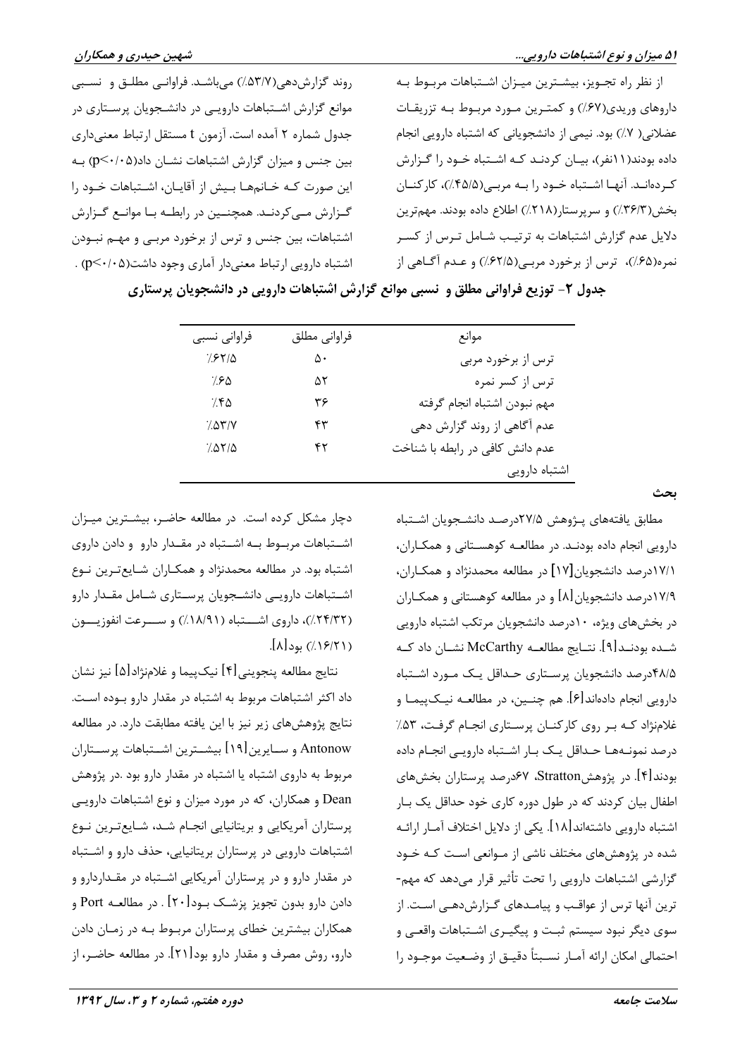از نظر راه تجـویز، بیشـترین میـزان اشـتباهات مربـوط بـه داروهای وریدی(۶۷٪) و کمتـرین مـورد مربـوط بـه تزریقـات عضلانی( ۷٪) بود. نیمی از دانشجویانی که اشتباه دارویی انجام داده بودند(۱۱نفر)، بیـان کردنـد کـه اشـتباه خـود را گـزارش کـرده‌انـد. آنهـا اشـتباه خـود را بـه مربـی(۴۵/۵٪)، کارکنـان بخش(۳۶/۳٪) و سرپرستار(۲۱۸٪) اطلاع داده بودند. مهم‌ترین دلایل عدم گزارش اشتباهات به ترتیـب شـامل تـرس از کسـر نمره(۶۵٪)، ترس از برخورد مربـی(۶۲/۵٪) و عـدم آگـاهی از روند گزارش‌دهی(۵۳/۷٪) می‌باشـد. فراوانـی مطلـق و نسـبی موانع گزارش اشـتباهات دارویـی در دانشـجویان پرسـتاری در جدول شماره ۲ آمده است. آزمون t مستقل ارتباط معنی‌داری بین جنس و میزان گزارش اشتباهات نشـان داد($p<0.05$) بـه این صورت کـه خـانم‌هـا بـیش از آقایـان، اشـتباهات خـود را گـزارش مـی‌کردنـد. همچنـین در رابطـه بـا موانـع گـزارش اشتباهات، بین جنس و ترس از برخورد مربـی و مهـم نبـودن اشتباه دارویی ارتباط معنی‌دار آماری وجود داشت($p<0.05$) .

**جدول ۲- توزیع فراوانی مطلق و نسبی موانع گزارش اشتباهات دارویی در دانشجویان پرستاری**

| موانع | فراوانی مطلق | فراوانی نسبی |
|---|---|---|
| ترس از برخورد مربی | ۵۰ | ۶۲/۵٪ |
| ترس از کسر نمره | ۵۲ | ۶۵٪ |
| مهم نبودن اشتباه انجام گرفته | ۳۶ | ۴۵٪ |
| عدم آگاهی از روند گزارش دهی | ۴۳ | ۵۳/۷٪ |
| عدم دانش کافی در رابطه با شناخت اشتباه دارویی | ۴۲ | ۵۲/۵٪ |

## بحث

مطابق یافته‌های پـژوهش ۲۷/۵درصـد دانشـجویان اشـتباه دارویی انجام داده بودنـد. در مطالعـه کوهسـتانی و همکـاران، ۱۷/۱درصد دانشجویان[۱۷] در مطالعه محمدنژاد و همکـاران، ۱۷/۹درصد دانشجویان[۸] و در مطالعه کوهستانی و همکـاران در بخش‌های ویژه، ۱۰درصد دانشجویان مرتکب اشتباه دارویی شـده بودنـد[۹]. نتـایج مطالعـه McCarthy نشـان داد کـه ۴۸/۵درصد دانشجویان پرسـتاری حـداقل یـک مـورد اشـتباه دارویی انجام داده‌اند[۶]. هم چنـین، در مطالعـه نیـک‌پیمـا و غلام‌نژاد کـه بـر روی کارکنـان پرسـتاری انجـام گرفـت، ۵۳٪ درصد نمونـه‌هـا حـداقل یـک بـار اشـتباه دارویـی انجـام داده بودند[۴]. در پژوهشStratton، ۶۷درصد پرستاران بخش‌های اطفال بیان کردند که در طول دوره کاری خود حداقل یک بـار اشتباه دارویی داشته‌اند[۱۸]. یکی از دلایل اختلاف آمـار ارائـه شده در پژوهش‌های مختلف ناشی از مـوانعی اسـت کـه خـود گزارشی اشتباهات دارویی را تحت تأثیر قرار می‌دهد که مهم‌ترین آنها ترس از عواقـب و پیامـدهای گـزارش‌دهـی اسـت. از سوی دیگر نبود سیستم ثبـت و پیگیـری اشـتباهات واقعـی و احتمالی امکان ارائه آمـار نسـبتاً دقیـق از وضـعیت موجـود را دچار مشکل کرده است. در مطالعه حاضـر، بیشـترین میـزان اشـتباهات مربـوط بـه اشـتباه در مقـدار دارو و دادن داروی اشتباه بود. در مطالعه محمدنژاد و همکـاران شـایع‌تـرین نـوع اشـتباهات دارویـی دانشـجویان پرسـتاری شـامل مقـدار دارو (۲۴/۳۲٪)، داروی اشـــتباه (۱۸/۹۱٪) و ســـرعت انفوزیـــون (۱۶/۲۱٪) بود[۸].

نتایج مطالعه پنجوینی[۴] نیک‌پیما و غلام‌نژاد[۵] نیز نشان داد که اکثر اشتباهات مربوط به اشتباه در مقدار دارو بـوده اسـت. نتایج پژوهش‌های زیر نیز با این یافته مطابقت دارد. در مطالعه Antonow و سـایرین[۱۹] بیشـترین اشـتباهات پرسـتاران مربوط به داروی اشتباه یا اشتباه در مقدار دارو بود .در پژوهش Dean و همکاران، که در مورد میزان و نوع اشتباهات دارویـی پرستاران آمریکایی و بریتانیایی انجـام شـد، شـایع‌تـرین نـوع اشتباهات دارویی در پرستاران بریتانیایی، حذف دارو و اشـتباه در مقدار دارو و در پرستاران آمریکایی اشـتباه در مقـداردارو و دادن دارو بدون تجویز پزشـک بـود[۲۰] . در مطالعـه Port و همکاران بیشترین خطای پرستاران مربـوط بـه در زمـان دادن دارو، روش مصرف و مقدار دارو بود[۲۱]. در مطالعه حاضـر، از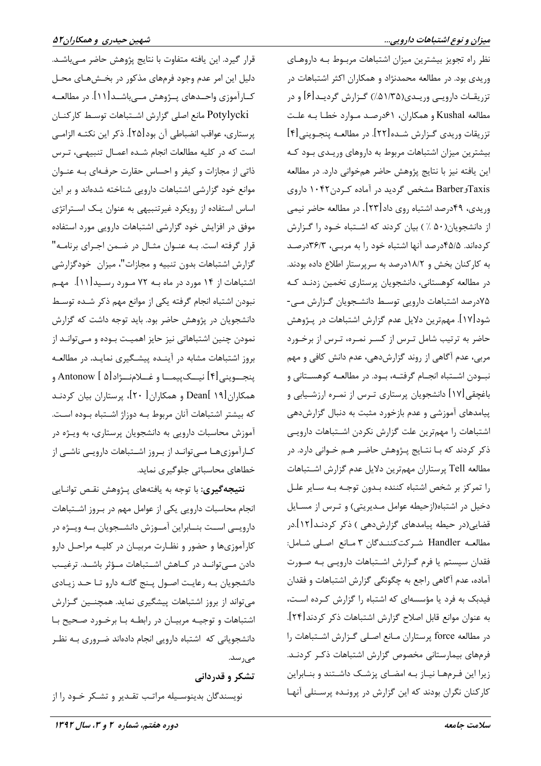نظر راه تجویز بیشترین میزان اشتباهات مربوط به داروهای وریدی بود. در مطالعه محمدنژاد و همکاران اکثر اشتباهات در تزریقات دارویی وریدی(۵۱/۳۵٪) گزارش گردید[۶] و در مطالعه Kushal و همکاران، ۶۱درصد موارد خطا به علت تزریقات وریدی گزارش شده[۲۲]. در مطالعه پنجوینی[۴] بیشترین میزان اشتباهات مربوط به داروهای وریدی بود که این یافته نیز با نتایج پژوهش حاضر همخوانی دارد. در مطالعه TaxisوBarber مشخص گردید در آماده کردن۱۰۴۲ داروی وریدی، ۴۹درصد اشتباه روی داد[۲۳]. در مطالعه حاضر نیمی از دانشجویان(۵۰ ٪ ) بیان کردند که اشتباه خود را گزارش کرده‌اند. ۴۵/۵درصد آنها اشتباه خود را به مربی، ۳۶/۳درصد به کارکنان بخش و ۱۸/۲درصد به سرپرستار اطلاع داده بودند. در مطالعه کوهستانی، دانشجویان پرستاری تخمین زدند که ۷۵درصد اشتباهات دارویی توسط دانشجویان گزارش می‌شود[۱۷]. مهم‌ترین دلایل عدم گزارش اشتباهات در پژوهش حاضر به ترتیب شامل ترس از کسر نمره، ترس از برخورد مربی، عدم آگاهی از روند گزارش‌دهی، عدم دانش کافی و مهم نبودن اشتباه انجام گرفته، بود. در مطالعه کوهستانی و باغچقی[۱۷] دانشجویان پرستاری ترس از نمره ارزشیابی و پیامدهای آموزشی و عدم بازخورد مثبت به دنبال گزارش‌دهی اشتباهات را مهم‌ترین علت گزارش نکردن اشتباهات دارویی ذکر کردند که با نتایج پژوهش حاضر هم خوانی دارد. در مطالعه Tell پرستاران مهم‌ترین دلایل عدم گزارش اشتباهات را تمرکز بر شخص اشتباه کننده بدون توجه به سایر علل دخیل در اشتباه(ازحیطه عوامل مدیریتی) و ترس از مسایل قضایی(در حیطه پیامدهای گزارش‌دهی ) ذکر کردند[۱۲].در مطالعه Handler شرکت‌کنندگان ۳ مانع اصلی شامل: فقدان سیستم یا فرم گزارش اشتباهات دارویی به صورت آماده، عدم آگاهی راجع به چگونگی گزارش اشتباهات و فقدان فیدبک به فرد یا مؤسسه‌ای که اشتباه را گزارش کرده است، به عنوان موانع قابل اصلاح گزارش اشتباهات ذکر کردند[۲۴]. در مطالعه force پرستاران مانع اصلی گزارش اشتباهات را فرم‌های بیمارستانی مخصوص گزارش اشتباهات ذکر کردند. زیرا این فرم‌ها نیاز به امضای پزشک داشتند و بنابراین کارکنان نگران بودند که این گزارش در پرونده پرسنلی آنها قرار گیرد. این یافته متفاوت با نتایج پژوهش حاضر می‌باشد. دلیل این امر عدم وجود فرم‌های مذکور در بخش‌های محل کارآموزی واحدهای پژوهش می‌باشد[۱۱]. در مطالعه Potylycki مانع اصلی گزارش اشتباهات توسط کارکنان پرستاری، عواقب انضباطی آن بود[۲۵]. ذکر این نکته الزامی است که در کلیه مطالعات انجام شده اعمال تنبیهی، ترس ذاتی از مجازات و کیفر و احساس حقارت حرفه‌ای به عنوان موانع خود گزارشی اشتباهات دارویی شناخته شده‌اند و بر این اساس استفاده از رویکرد غیرتنبیهی به عنوان یک استراتژی موفق در افزایش خود گزارشی اشتباهات دارویی مورد استفاده قرار گرفته است. به عنوان مثال در ضمن اجرای برنامه" گزارش اشتباهات بدون تنبیه و مجازات"، میزان خودگزارشی اشتباهات از ۱۴ مورد در ماه به ۷۲ مورد رسید[۱۱]. مهم نبودن اشتباه انجام گرفته یکی از موانع مهم ذکر شده توسط دانشجویان در پژوهش حاضر بود. باید توجه داشت که گزارش نمودن چنین اشتباهاتی نیز حایز اهمیت بوده و می‌تواند از بروز اشتباهات مشابه در آینده پیشگیری نماید. در مطالعه پنجوینی[۴] نیک‌پیما و غلام‌نژاد[۵] Antonow[۱۹] و همکاران Dean[۱۹] و همکاران[۲۰]، پرستاران بیان کردند که بیشتر اشتباهات آنان مربوط به دوزاژ اشتباه بوده است. آموزش محاسبات دارویی به دانشجویان پرستاری، به ویژه در کارآموزی‌ها می‌تواند از بروز اشتباهات دارویی ناشی از خطاهای محاسباتی جلوگیری نماید.

**نتیجه‌گیری:** با توجه به یافته‌های پژوهش نقص توانایی انجام محاسبات دارویی یکی از عوامل مهم در بروز اشتباهات دارویی است بنابراین آموزش دانشجویان به ویژه در کارآموزی‌ها و حضور و نظارت مربیان در کلیه مراحل دارو دادن می‌تواند در کاهش اشتباهات مؤثر باشد. ترغیب دانشجویان به رعایت اصول پنج گانه دارو تا حد زیادی می‌تواند از بروز اشتباهات پیشگیری نماید. همچنین گزارش اشتباهات و توجیه مربیان در رابطه با برخورد صحیح با دانشجویانی که اشتباه دارویی انجام داده‌اند ضروری به نظر می‌رسد.

## تشکر و قدردانی

نویسندگان بدینوسیله مراتب تقدیر و تشکر خود را از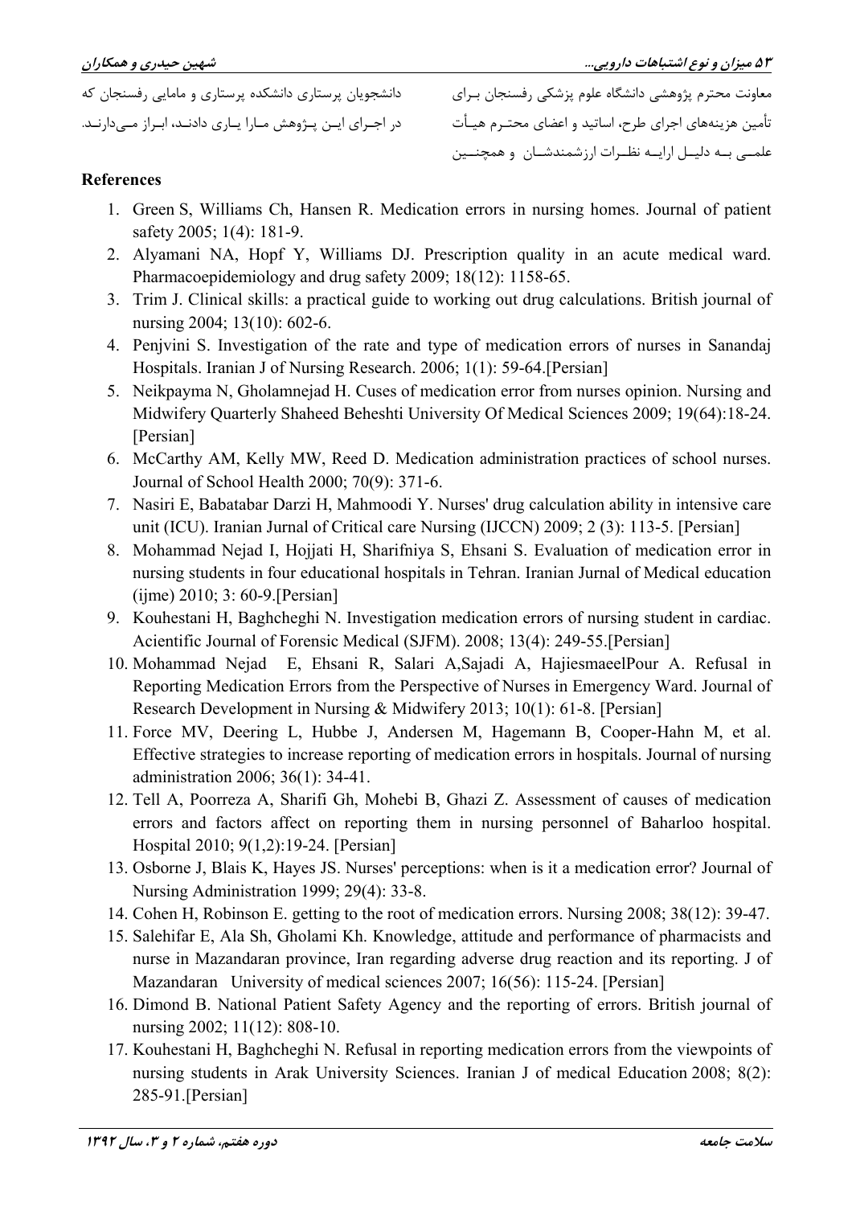معاونت محترم پژوهشی دانشگاه علوم پزشکی رفسنجان برای تأمین هزینه‌های اجرای طرح، اساتید و اعضای محترم هیأت علمی به دلیل ارایه نظرات ارزشمندشان و همچنین دانشجویان پرستاری دانشکده پرستاری و مامایی رفسنجان که در اجرای این پژوهش مارا یاری دادند، ابراز می‌دارند.

## References

1. Green S, Williams Ch, Hansen R. Medication errors in nursing homes. Journal of patient safety 2005; 1(4): 181-9.
2. Alyamani NA, Hopf Y, Williams DJ. Prescription quality in an acute medical ward. Pharmacoepidemiology and drug safety 2009; 18(12): 1158-65.
3. Trim J. Clinical skills: a practical guide to working out drug calculations. British journal of nursing 2004; 13(10): 602-6.
4. Penjvini S. Investigation of the rate and type of medication errors of nurses in Sanandaj Hospitals. Iranian J of Nursing Research. 2006; 1(1): 59-64.[Persian]
5. Neikpayma N, Gholamnejad H. Cuses of medication error from nurses opinion. Nursing and Midwifery Quarterly Shaheed Beheshti University Of Medical Sciences 2009; 19(64):18-24. [Persian]
6. McCarthy AM, Kelly MW, Reed D. Medication administration practices of school nurses. Journal of School Health 2000; 70(9): 371-6.
7. Nasiri E, Babatabar Darzi H, Mahmoodi Y. Nurses' drug calculation ability in intensive care unit (ICU). Iranian Jurnal of Critical care Nursing (IJCCN) 2009; 2 (3): 113-5. [Persian]
8. Mohammad Nejad I, Hojjati H, Sharifniya S, Ehsani S. Evaluation of medication error in nursing students in four educational hospitals in Tehran. Iranian Jurnal of Medical education (ijme) 2010; 3: 60-9.[Persian]
9. Kouhestani H, Baghcheghi N. Investigation medication errors of nursing student in cardiac. Acientific Journal of Forensic Medical (SJFM). 2008; 13(4): 249-55.[Persian]
10. Mohammad Nejad E, Ehsani R, Salari A,Sajadi A, HajiesmaeelPour A. Refusal in Reporting Medication Errors from the Perspective of Nurses in Emergency Ward. Journal of Research Development in Nursing & Midwifery 2013; 10(1): 61-8. [Persian]
11. Force MV, Deering L, Hubbe J, Andersen M, Hagemann B, Cooper-Hahn M, et al. Effective strategies to increase reporting of medication errors in hospitals. Journal of nursing administration 2006; 36(1): 34-41.
12. Tell A, Poorreza A, Sharifi Gh, Mohebi B, Ghazi Z. Assessment of causes of medication errors and factors affect on reporting them in nursing personnel of Baharloo hospital. Hospital 2010; 9(1,2):19-24. [Persian]
13. Osborne J, Blais K, Hayes JS. Nurses' perceptions: when is it a medication error? Journal of Nursing Administration 1999; 29(4): 33-8.
14. Cohen H, Robinson E. getting to the root of medication errors. Nursing 2008; 38(12): 39-47.
15. Salehifar E, Ala Sh, Gholami Kh. Knowledge, attitude and performance of pharmacists and nurse in Mazandaran province, Iran regarding adverse drug reaction and its reporting. J of Mazandaran University of medical sciences 2007; 16(56): 115-24. [Persian]
16. Dimond B. National Patient Safety Agency and the reporting of errors. British journal of nursing 2002; 11(12): 808-10.
17. Kouhestani H, Baghcheghi N. Refusal in reporting medication errors from the viewpoints of nursing students in Arak University Sciences. Iranian J of medical Education 2008; 8(2): 285-91.[Persian]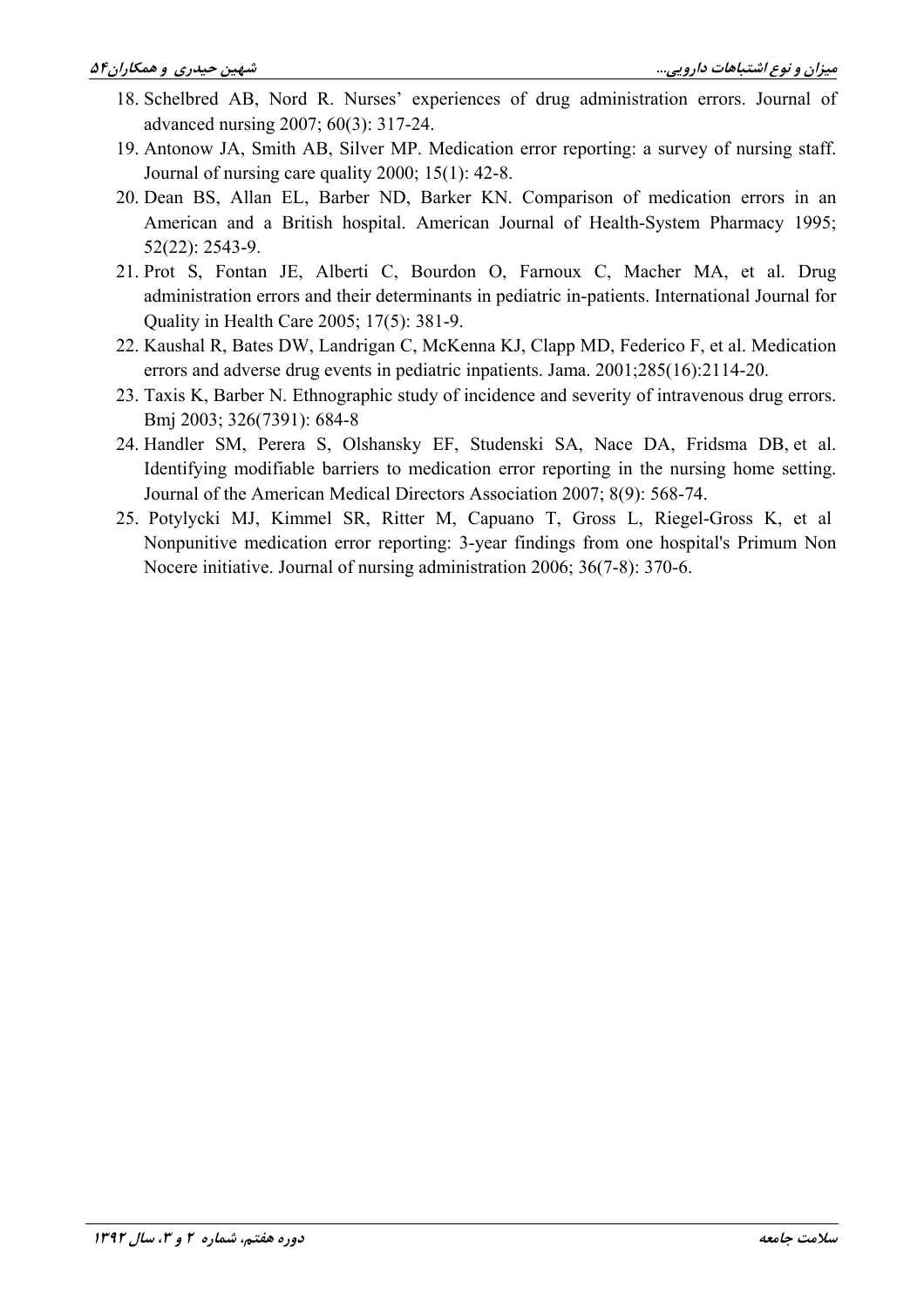18. Schelbred AB, Nord R. Nurses' experiences of drug administration errors. Journal of advanced nursing 2007; 60(3): 317-24.
19. Antonow JA, Smith AB, Silver MP. Medication error reporting: a survey of nursing staff. Journal of nursing care quality 2000; 15(1): 42-8.
20. Dean BS, Allan EL, Barber ND, Barker KN. Comparison of medication errors in an American and a British hospital. American Journal of Health-System Pharmacy 1995; 52(22): 2543-9.
21. Prot S, Fontan JE, Alberti C, Bourdon O, Farnoux C, Macher MA, et al. Drug administration errors and their determinants in pediatric in-patients. International Journal for Quality in Health Care 2005; 17(5): 381-9.
22. Kaushal R, Bates DW, Landrigan C, McKenna KJ, Clapp MD, Federico F, et al. Medication errors and adverse drug events in pediatric inpatients. Jama. 2001;285(16):2114-20.
23. Taxis K, Barber N. Ethnographic study of incidence and severity of intravenous drug errors. Bmj 2003; 326(7391): 684-8
24. Handler SM, Perera S, Olshansky EF, Studenski SA, Nace DA, Fridsma DB, et al. Identifying modifiable barriers to medication error reporting in the nursing home setting. Journal of the American Medical Directors Association 2007; 8(9): 568-74.
25. Potylycki MJ, Kimmel SR, Ritter M, Capuano T, Gross L, Riegel-Gross K, et al Nonpunitive medication error reporting: 3-year findings from one hospital's Primum Non Nocere initiative. Journal of nursing administration 2006; 36(7-8): 370-6.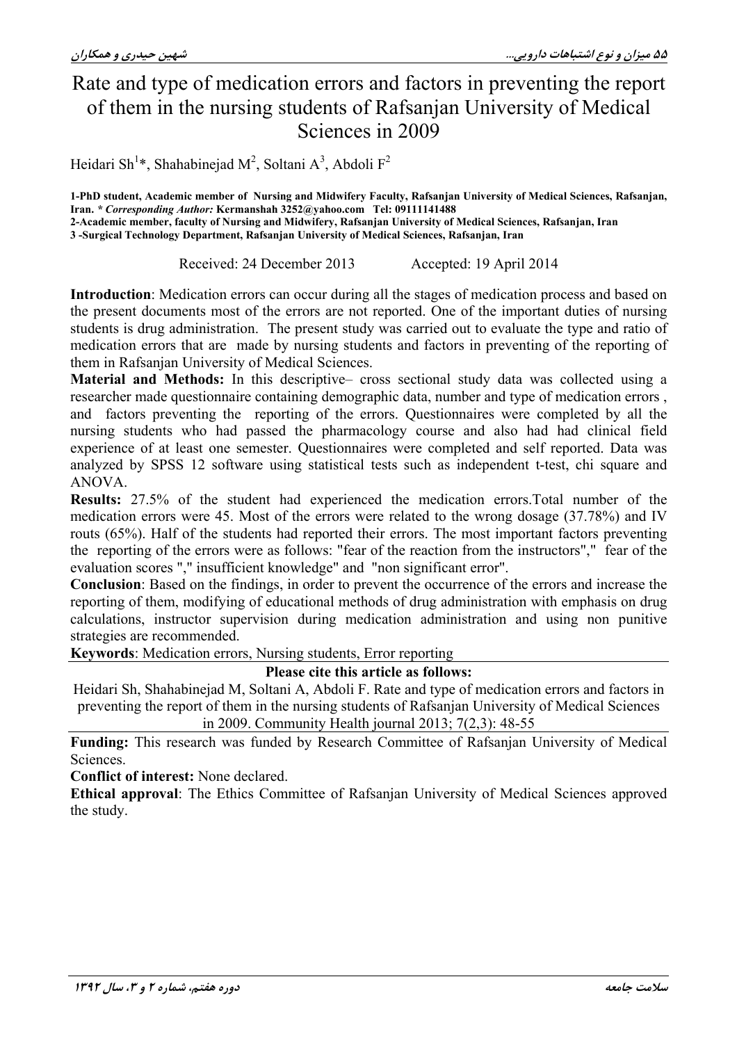# Rate and type of medication errors and factors in preventing the report of them in the nursing students of Rafsanjan University of Medical Sciences in 2009

Heidari Sh[1]*, Shahabinejad M[2], Soltani A[3], Abdoli F[2]

**1-PhD student, Academic member of Nursing and Midwifery Faculty, Rafsanjan University of Medical Sciences, Rafsanjan, Iran. *** ***Corresponding Author:*** **Kermanshah 3252@yahoo.com Tel: 09111141488**
**2-Academic member, faculty of Nursing and Midwifery, Rafsanjan University of Medical Sciences, Rafsanjan, Iran**
**3 -Surgical Technology Department, Rafsanjan University of Medical Sciences, Rafsanjan, Iran**

Received: 24 December 2013 Accepted: 19 April 2014

**Introduction**: Medication errors can occur during all the stages of medication process and based on the present documents most of the errors are not reported. One of the important duties of nursing students is drug administration. The present study was carried out to evaluate the type and ratio of medication errors that are made by nursing students and factors in preventing of the reporting of them in Rafsanjan University of Medical Sciences.

**Material and Methods:** In this descriptive– cross sectional study data was collected using a researcher made questionnaire containing demographic data, number and type of medication errors , and factors preventing the reporting of the errors. Questionnaires were completed by all the nursing students who had passed the pharmacology course and also had had clinical field experience of at least one semester. Questionnaires were completed and self reported. Data was analyzed by SPSS 12 software using statistical tests such as independent t-test, chi square and ANOVA.

**Results:** 27.5% of the student had experienced the medication errors.Total number of the medication errors were 45. Most of the errors were related to the wrong dosage (37.78%) and IV routs (65%). Half of the students had reported their errors. The most important factors preventing the reporting of the errors were as follows: "fear of the reaction from the instructors"," fear of the evaluation scores "," insufficient knowledge" and "non significant error".

**Conclusion**: Based on the findings, in order to prevent the occurrence of the errors and increase the reporting of them, modifying of educational methods of drug administration with emphasis on drug calculations, instructor supervision during medication administration and using non punitive strategies are recommended.

**Keywords**: Medication errors, Nursing students, Error reporting

**Please cite this article as follows:**

Heidari Sh, Shahabinejad M, Soltani A, Abdoli F. Rate and type of medication errors and factors in preventing the report of them in the nursing students of Rafsanjan University of Medical Sciences in 2009. Community Health journal 2013; 7(2,3): 48-55

**Funding:** This research was funded by Research Committee of Rafsanjan University of Medical Sciences.

**Conflict of interest:** None declared.

**Ethical approval**: The Ethics Committee of Rafsanjan University of Medical Sciences approved the study.